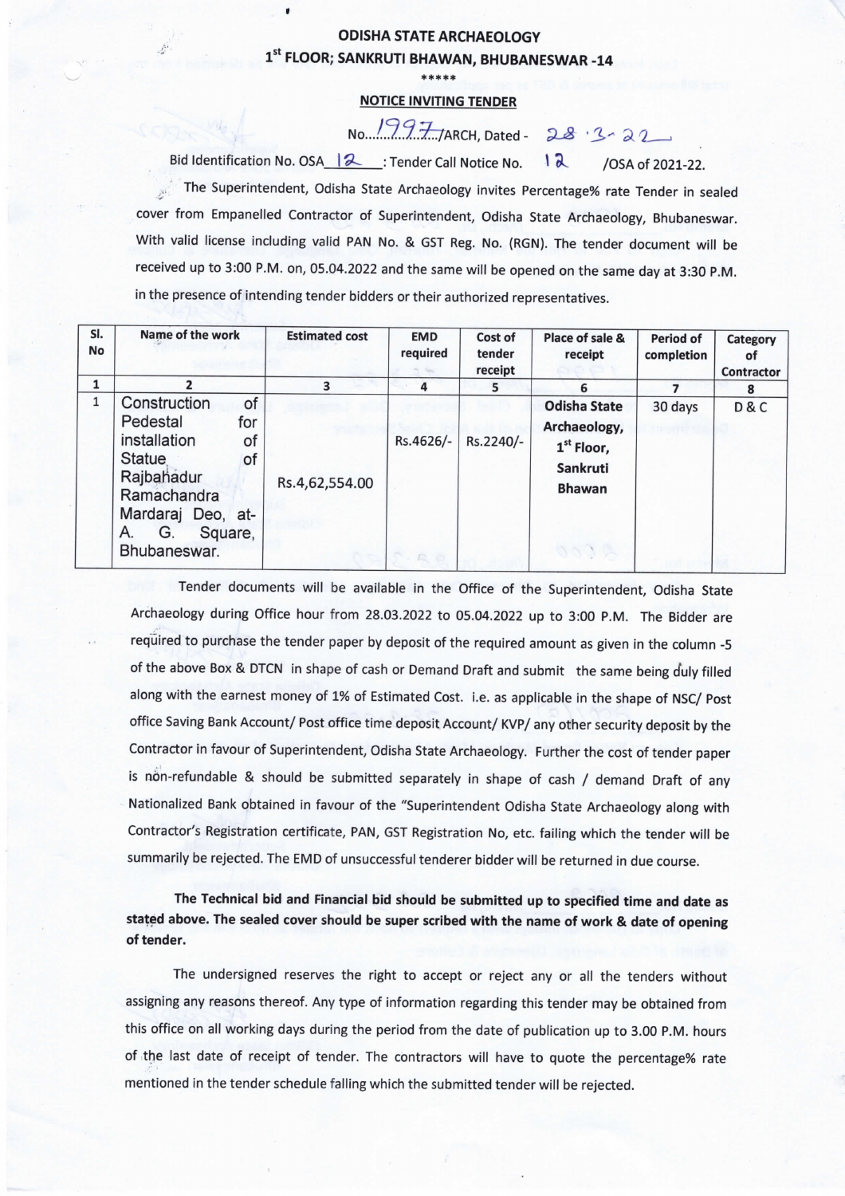# ODISHA STATE ARCHAEOLOGY

## 1st FLOOR; SANKRUTI BHAWAN, BHUBANESWAR -14

\*\*\*\*\*

**NOTICE INVITING TENDER**

No....1997.../ARCH, Dated - 28 ·3· 22

Bid Identification No. OSA 12 : Tender Call Notice No. 12 /OSA of 2021-22.

The Superintendent, Odisha State Archaeology invites Percentage% rate Tender in sealed cover from Empanelled Contractor of Superintendent, Odisha State Archaeology, Bhubaneswar. With valid license including valid PAN No. & GST Reg. No. (RGN). The tender document will be received up to 3:00 P.M. on, 05.04.2022 and the same will be opened on the same day at 3:30 P.M. in the presence of intending tender bidders or their authorized representatives.

| Sl. No | Name of the work | Estimated cost | EMD required | Cost of tender receipt | Place of sale & receipt | Period of completion | Category of Contractor |
|---|---|---|---|---|---|---|---|
| 1 | 2 | 3 | 4 | 5 | 6 | 7 | 8 |
| 1 | Construction of Pedestal for installation of Statue of Rajbahadur Ramachandra Mardaraj Deo, at- A. G. Square, Bhubaneswar. | Rs.4,62,554.00 | Rs.4626/- | Rs.2240/- | **Odisha State Archaeology, 1st Floor, Sankruti Bhawan** | 30 days | D & C |

Tender documents will be available in the Office of the Superintendent, Odisha State Archaeology during Office hour from 28.03.2022 to 05.04.2022 up to 3:00 P.M. The Bidder are required to purchase the tender paper by deposit of the required amount as given in the column -5 of the above Box & DTCN in shape of cash or Demand Draft and submit the same being duly filled along with the earnest money of 1% of Estimated Cost. i.e. as applicable in the shape of NSC/ Post office Saving Bank Account/ Post office time deposit Account/ KVP/ any other security deposit by the Contractor in favour of Superintendent, Odisha State Archaeology. Further the cost of tender paper is non-refundable & should be submitted separately in shape of cash / demand Draft of any Nationalized Bank obtained in favour of the "Superintendent Odisha State Archaeology along with Contractor's Registration certificate, PAN, GST Registration No, etc. failing which the tender will be summarily be rejected. The EMD of unsuccessful tenderer bidder will be returned in due course.

**The Technical bid and Financial bid should be submitted up to specified time and date as stated above. The sealed cover should be super scribed with the name of work & date of opening of tender.**

The undersigned reserves the right to accept or reject any or all the tenders without assigning any reasons thereof. Any type of information regarding this tender may be obtained from this office on all working days during the period from the date of publication up to 3.00 P.M. hours of the last date of receipt of tender. The contractors will have to quote the percentage% rate mentioned in the tender schedule falling which the submitted tender will be rejected.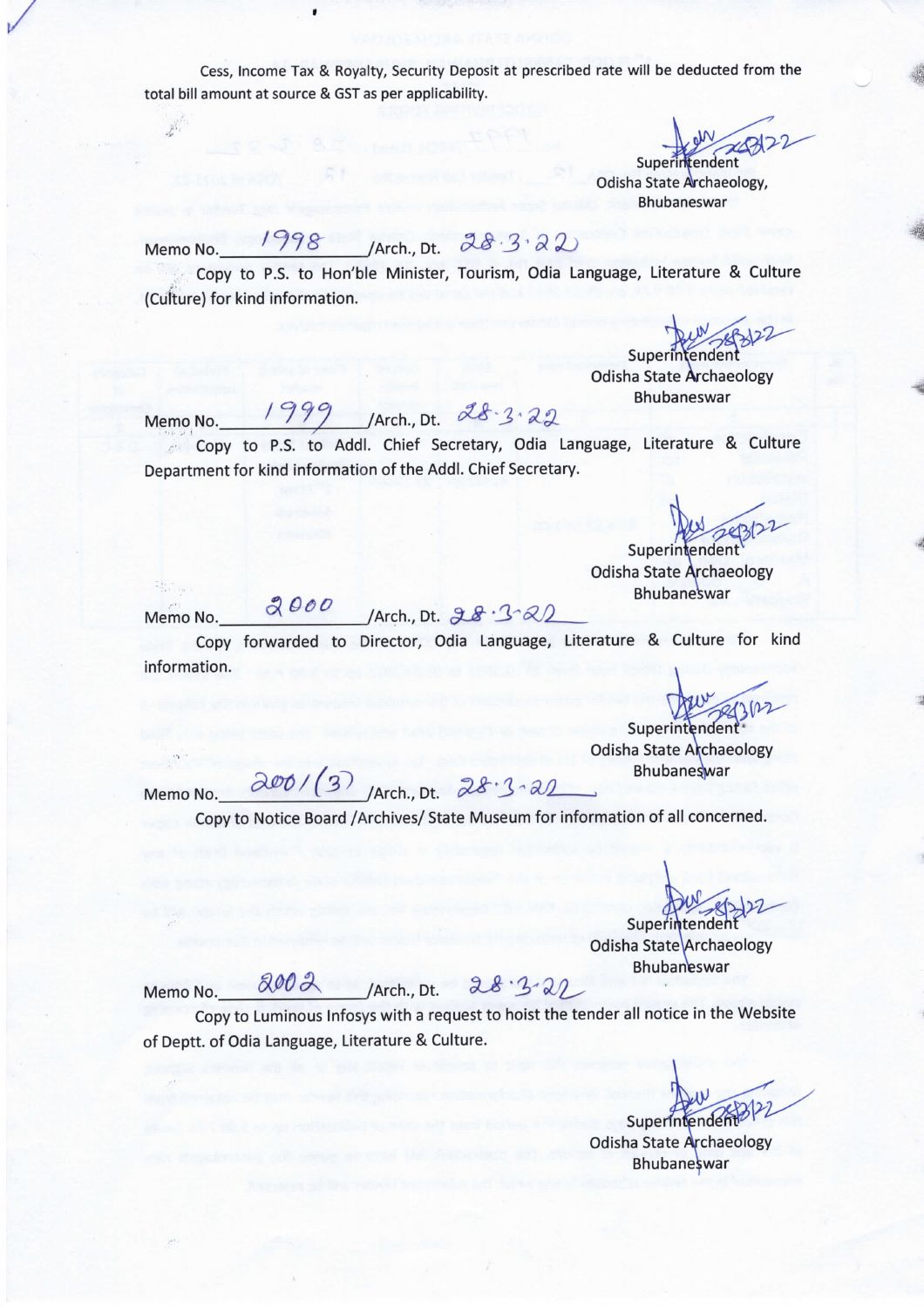Cess, Income Tax & Royalty, Security Deposit at prescribed rate will be deducted from the total bill amount at source & GST as per applicability.

Superintendent
Odisha State Archaeology,
Bhubaneswar

Memo No. 1998 /Arch., Dt. 28.3.22

Copy to P.S. to Hon'ble Minister, Tourism, Odia Language, Literature & Culture (Culture) for kind information.

Superintendent
Odisha State Archaeology
Bhubaneswar

Memo No. 1999 /Arch., Dt. 28.3.22

Copy to P.S. to Addl. Chief Secretary, Odia Language, Literature & Culture Department for kind information of the Addl. Chief Secretary.

Superintendent
Odisha State Archaeology
Bhubaneswar

Memo No. 2000 /Arch., Dt. 28.3.22

Copy forwarded to Director, Odia Language, Literature & Culture for kind information.

Superintendent
Odisha State Archaeology
Bhubaneswar

Memo No. 2001/(3) /Arch., Dt. 28.3.22

Copy to Notice Board /Archives/ State Museum for information of all concerned.

Superintendent
Odisha State Archaeology
Bhubaneswar

Memo No. 2002 /Arch., Dt. 28.3.22

Copy to Luminous Infosys with a request to hoist the tender all notice in the Website of Deptt. of Odia Language, Literature & Culture.

Superintendent
Odisha State Archaeology
Bhubaneswar